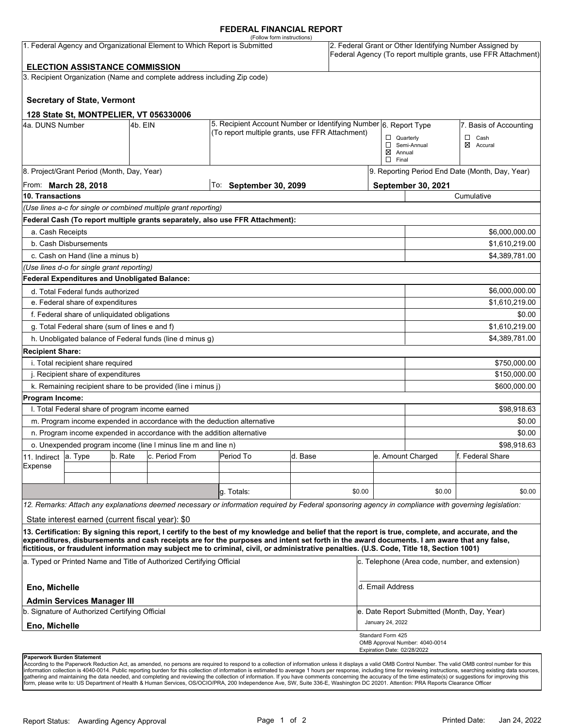# FEDERAL FINANCIAL REPORT

(Follow form instructions)

| 1. Federal Agency and Organizational Element to Which Report is Submitted | 2. Federal Grant or Other Identifying Number Assigned by Federal Agency (To report multiple grants, use FFR Attachment) |
|---|---|
| **ELECTION ASSISTANCE COMMISSION** | |

3. Recipient Organization (Name and complete address including Zip code)

**Secretary of State, Vermont**

**128 State St, MONTPELIER, VT 056330006**

| 4a. DUNS Number | 4b. EIN | 5. Recipient Account Number or Identifying Number (To report multiple grants, use FFR Attachment) | 6. Report Type | 7. Basis of Accounting |
|---|---|---|---|---|
| | | | ☐ Quarterly<br>☐ Semi-Annual<br>☒ Annual<br>☐ Final | ☐ Cash<br>☒ Accural |

| 8. Project/Grant Period (Month, Day, Year) | | 9. Reporting Period End Date (Month, Day, Year) |
|---|---|---|
| From: **March 28, 2018** | To: **September 30, 2099** | **September 30, 2021** |

| 10. Transactions | Cumulative |
|---|---|
| *(Use lines a-c for single or combined multiple grant reporting)* | |
| **Federal Cash (To report multiple grants separately, also use FFR Attachment):** | |
| a. Cash Receipts | $6,000,000.00 |
| b. Cash Disbursements | $1,610,219.00 |
| c. Cash on Hand (line a minus b) | $4,389,781.00 |
| *(Use lines d-o for single grant reporting)* | |
| **Federal Expenditures and Unobligated Balance:** | |
| d. Total Federal funds authorized | $6,000,000.00 |
| e. Federal share of expenditures | $1,610,219.00 |
| f. Federal share of unliquidated obligations | $0.00 |
| g. Total Federal share (sum of lines e and f) | $1,610,219.00 |
| h. Unobligated balance of Federal funds (line d minus g) | $4,389,781.00 |
| **Recipient Share:** | |
| i. Total recipient share required | $750,000.00 |
| j. Recipient share of expenditures | $150,000.00 |
| k. Remaining recipient share to be provided (line i minus j) | $600,000.00 |
| **Program Income:** | |
| l. Total Federal share of program income earned | $98,918.63 |
| m. Program income expended in accordance with the deduction alternative | $0.00 |
| n. Program income expended in accordance with the addition alternative | $0.00 |
| o. Unexpended program income (line l minus line m and line n) | $98,918.63 |

| 11. Indirect Expense | a. Type | b. Rate | c. Period From | Period To | d. Base | e. Amount Charged | f. Federal Share |
|---|---|---|---|---|---|---|---|
| | | | | | | | |
| | | | | | | | |
| | | | | g. Totals: | $0.00 | $0.00 | $0.00 |

*12. Remarks: Attach any explanations deemed necessary or information required by Federal sponsoring agency in compliance with governing legislation:*

State interest earned (current fiscal year): $0

**13. Certification: By signing this report, I certify to the best of my knowledge and belief that the report is true, complete, and accurate, and the expenditures, disbursements and cash receipts are for the purposes and intent set forth in the award documents. I am aware that any false, fictitious, or fraudulent information may subject me to criminal, civil, or administrative penalties. (U.S. Code, Title 18, Section 1001)**

| a. Typed or Printed Name and Title of Authorized Certifying Official | c. Telephone (Area code, number, and extension) |
|---|---|
| **Eno, Michelle**<br>**Admin Services Manager III** | d. Email Address |
| **b. Signature of Authorized Certifying Official** | e. Date Report Submitted (Month, Day, Year) |
| **Eno, Michelle** | January 24, 2022 |

Standard Form 425
OMB Approval Number: 4040-0014
Expiration Date: 02/28/2022

**Paperwork Burden Statement**
According to the Paperwork Reduction Act, as amended, no persons are required to respond to a collection of information unless it displays a valid OMB Control Number. The valid OMB control number for this information collection is 4040-0014. Public reporting burden for this collection of information is estimated to average 1 hours per response, including time for reviewing instructions, searching existing data sources, gathering and maintaining the data needed, and completing and reviewing the collection of information. If you have comments concerning the accuracy of the time estimate(s) or suggestions for improving this form, please write to: US Department of Health & Human Services, OS/OCIO/PRA, 200 Independence Ave, SW, Suite 336-E, Washington DC 20201. Attention: PRA Reports Clearance Officer

Report Status: Awarding Agency Approval

Printed Date: Jan 24, 2022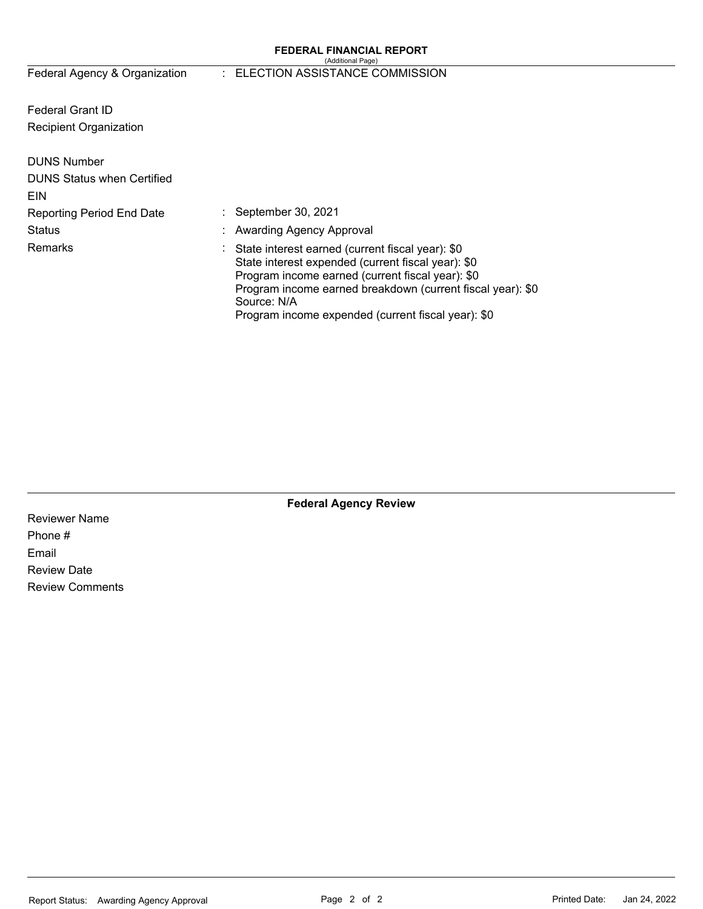## FEDERAL FINANCIAL REPORT

(Additional Page)

| | | |
|---|---|---|
| Federal Agency & Organization | : | ELECTION ASSISTANCE COMMISSION |
| Federal Grant ID | | |
| Recipient Organization | | |
| DUNS Number | | |
| DUNS Status when Certified | | |
| EIN | | |
| Reporting Period End Date | : | September 30, 2021 |
| Status | : | Awarding Agency Approval |
| Remarks | : | State interest earned (current fiscal year): $0<br>State interest expended (current fiscal year): $0<br>Program income earned (current fiscal year): $0<br>Program income earned breakdown (current fiscal year): $0<br>Source: N/A<br>Program income expended (current fiscal year): $0 |

### Federal Agency Review

Reviewer Name

Phone #

Email

Review Date

Review Comments

Report Status: Awarding Agency Approval

Printed Date: Jan 24, 2022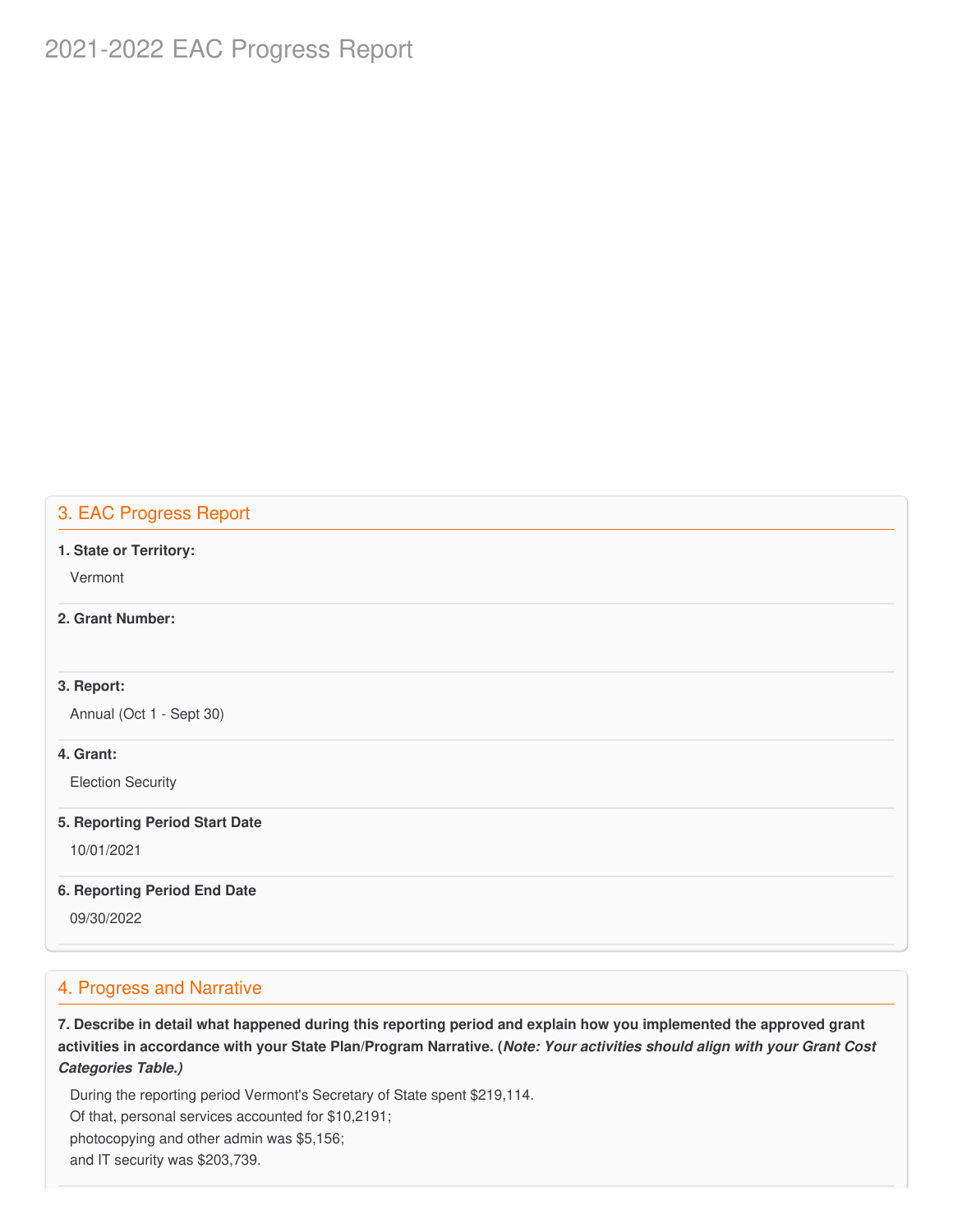# 2021-2022 EAC Progress Report

## 3. EAC Progress Report

**1. State or Territory:**

Vermont

**2. Grant Number:**

**3. Report:**

Annual (Oct 1 - Sept 30)

**4. Grant:**

Election Security

**5. Reporting Period Start Date**

10/01/2021

**6. Reporting Period End Date**

09/30/2022

## 4. Progress and Narrative

**7. Describe in detail what happened during this reporting period and explain how you implemented the approved grant activities in accordance with your State Plan/Program Narrative. (*Note: Your activities should align with your Grant Cost Categories Table.)***

During the reporting period Vermont's Secretary of State spent $219,114.
Of that, personal services accounted for $10,2191;
photocopying and other admin was $5,156;
and IT security was $203,739.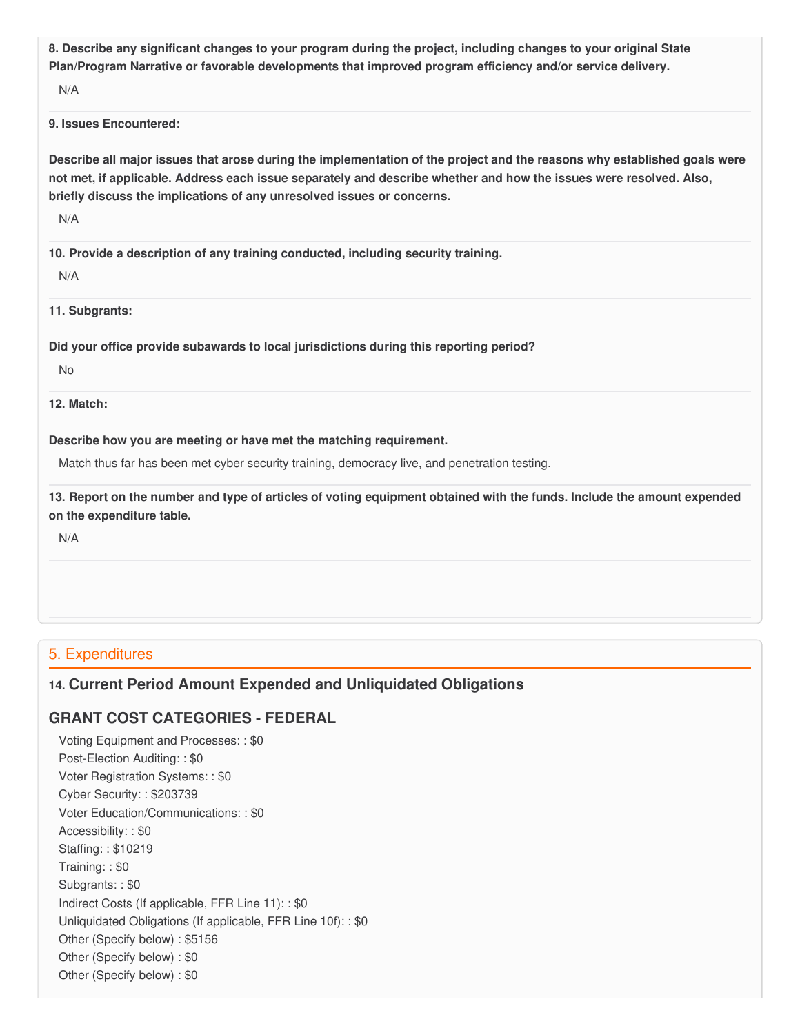**8. Describe any significant changes to your program during the project, including changes to your original State Plan/Program Narrative or favorable developments that improved program efficiency and/or service delivery.**

N/A

**9. Issues Encountered:**

**Describe all major issues that arose during the implementation of the project and the reasons why established goals were not met, if applicable. Address each issue separately and describe whether and how the issues were resolved. Also, briefly discuss the implications of any unresolved issues or concerns.**

N/A

**10. Provide a description of any training conducted, including security training.**

N/A

**11. Subgrants:**

**Did your office provide subawards to local jurisdictions during this reporting period?**

No

**12. Match:**

**Describe how you are meeting or have met the matching requirement.**

Match thus far has been met cyber security training, democracy live, and penetration testing.

**13. Report on the number and type of articles of voting equipment obtained with the funds. Include the amount expended on the expenditure table.**

N/A

## 5. Expenditures

### 14. Current Period Amount Expended and Unliquidated Obligations

### GRANT COST CATEGORIES - FEDERAL

Voting Equipment and Processes: : $0
Post-Election Auditing: : $0
Voter Registration Systems: : $0
Cyber Security: : $203739
Voter Education/Communications: : $0
Accessibility: : $0
Staffing: : $10219
Training: : $0
Subgrants: : $0
Indirect Costs (If applicable, FFR Line 11): : $0
Unliquidated Obligations (If applicable, FFR Line 10f): : $0
Other (Specify below) : $5156
Other (Specify below) : $0
Other (Specify below) : $0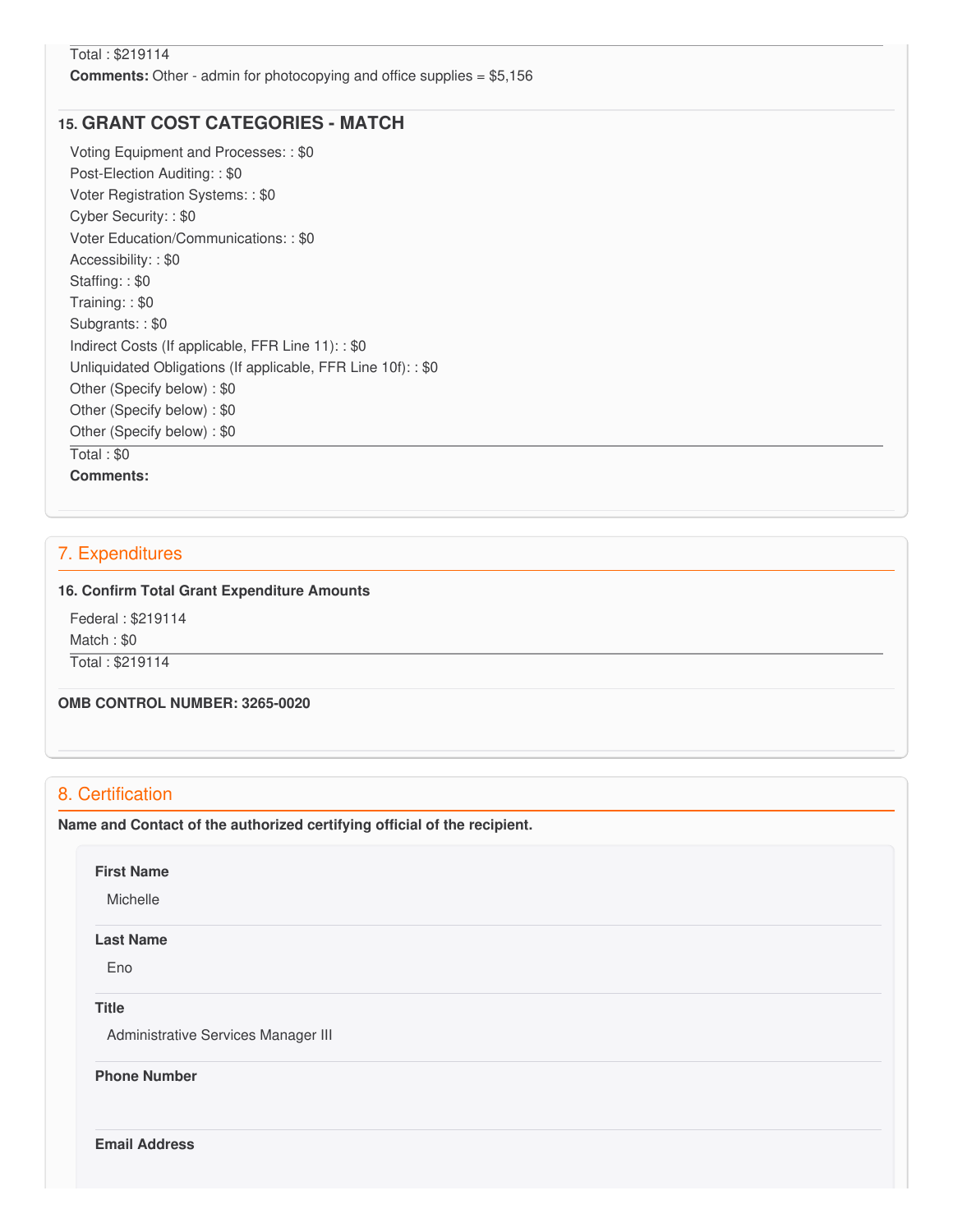Total : $219114

**Comments:** Other - admin for photocopying and office supplies = $5,156

### 15. GRANT COST CATEGORIES - MATCH

Voting Equipment and Processes: : $0
Post-Election Auditing: : $0
Voter Registration Systems: : $0
Cyber Security: : $0
Voter Education/Communications: : $0
Accessibility: : $0
Staffing: : $0
Training: : $0
Subgrants: : $0
Indirect Costs (If applicable, FFR Line 11): : $0
Unliquidated Obligations (If applicable, FFR Line 10f): : $0
Other (Specify below) : $0
Other (Specify below) : $0
Other (Specify below) : $0

Total : $0

**Comments:**

## 7. Expenditures

**16. Confirm Total Grant Expenditure Amounts**

Federal : $219114
Match : $0

Total : $219114

**OMB CONTROL NUMBER: 3265-0020**

## 8. Certification

**Name and Contact of the authorized certifying official of the recipient.**

**First Name**

Michelle

**Last Name**

Eno

**Title**

Administrative Services Manager III

**Phone Number**

**Email Address**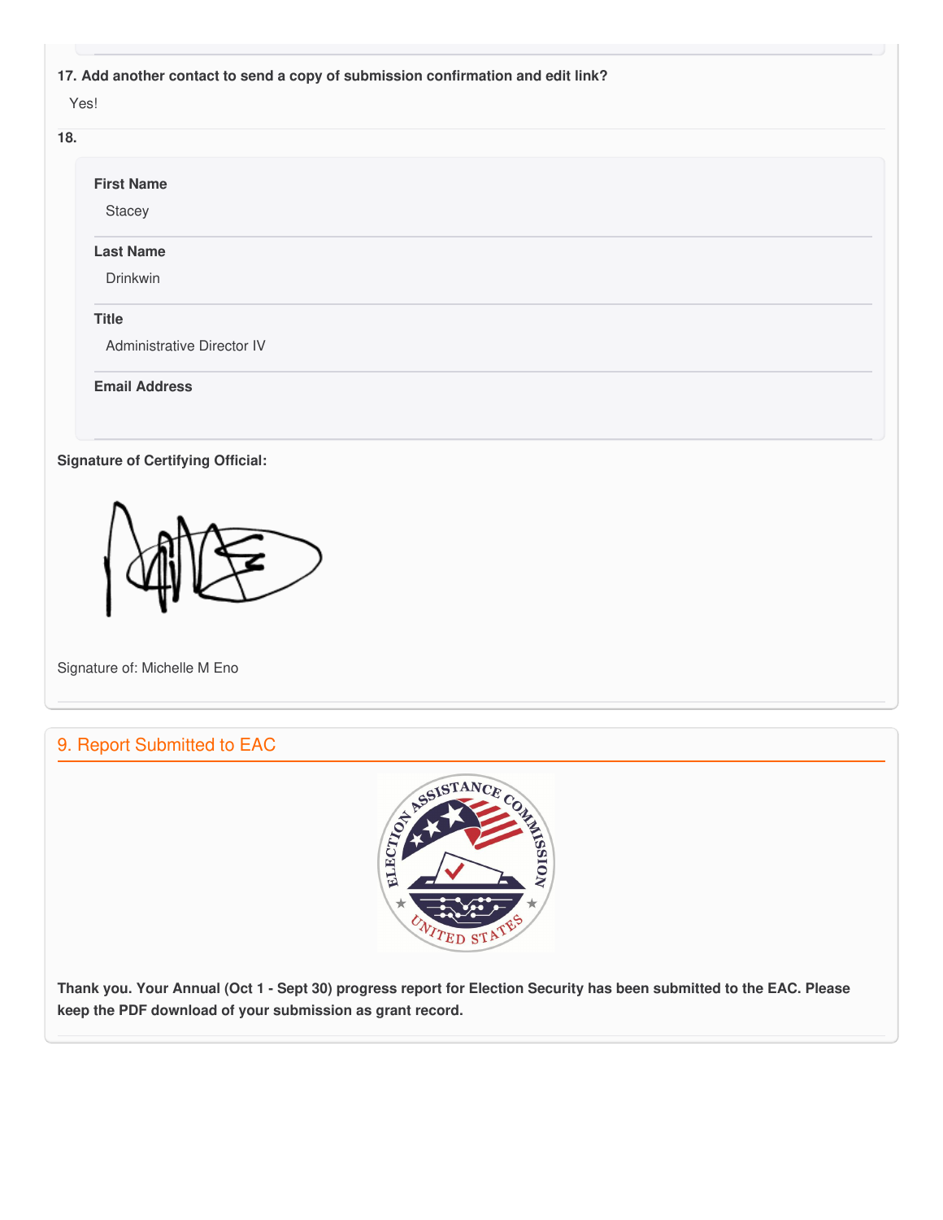**17. Add another contact to send a copy of submission confirmation and edit link?**

Yes!

**18.**

**First Name**

Stacey

**Last Name**

Drinkwin

**Title**

Administrative Director IV

**Email Address**

**Signature of Certifying Official:**

Signature of: Michelle M Eno

## 9. Report Submitted to EAC

**Thank you. Your Annual (Oct 1 - Sept 30) progress report for Election Security has been submitted to the EAC. Please keep the PDF download of your submission as grant record.**